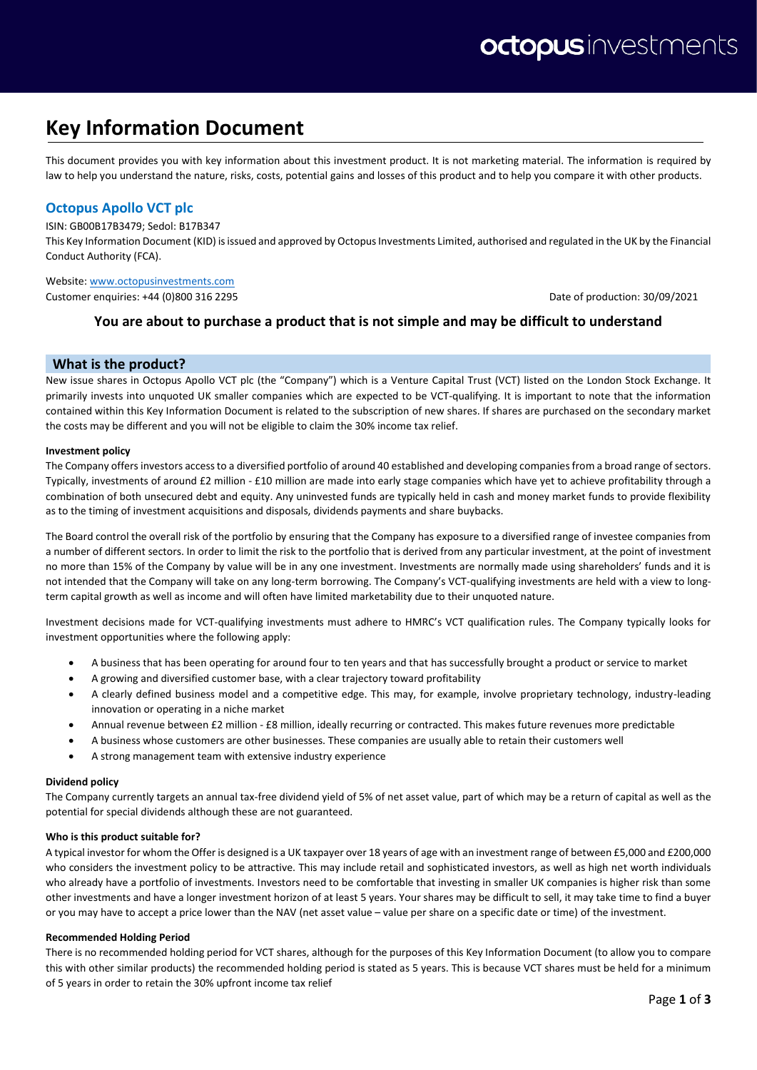# Key Information Document

This document provides you with key information about this investment product. It is not marketing material. The information is required by law to help you understand the nature, risks, costs, potential gains and losses of this product and to help you compare it with other products.

## Octopus Apollo VCT plc

ISIN: GB00B17B3479; Sedol: B17B347

This Key Information Document (KID) is issued and approved by Octopus Investments Limited, authorised and regulated in the UK by the Financial Conduct Authority (FCA).

Website: www.octopusinvestments.com

Customer enquiries: +44 (0)800 316 2295

Date of production: 30/09/2021

### You are about to purchase a product that is not simple and may be difficult to understand

## What is the product?

New issue shares in Octopus Apollo VCT plc (the "Company") which is a Venture Capital Trust (VCT) listed on the London Stock Exchange. It primarily invests into unquoted UK smaller companies which are expected to be VCT-qualifying. It is important to note that the information contained within this Key Information Document is related to the subscription of new shares. If shares are purchased on the secondary market the costs may be different and you will not be eligible to claim the 30% income tax relief.

**Investment policy**

The Company offers investors access to a diversified portfolio of around 40 established and developing companies from a broad range of sectors. Typically, investments of around £2 million - £10 million are made into early stage companies which have yet to achieve profitability through a combination of both unsecured debt and equity. Any uninvested funds are typically held in cash and money market funds to provide flexibility as to the timing of investment acquisitions and disposals, dividends payments and share buybacks.

The Board control the overall risk of the portfolio by ensuring that the Company has exposure to a diversified range of investee companies from a number of different sectors. In order to limit the risk to the portfolio that is derived from any particular investment, at the point of investment no more than 15% of the Company by value will be in any one investment. Investments are normally made using shareholders' funds and it is not intended that the Company will take on any long-term borrowing. The Company's VCT-qualifying investments are held with a view to long-term capital growth as well as income and will often have limited marketability due to their unquoted nature.

Investment decisions made for VCT-qualifying investments must adhere to HMRC's VCT qualification rules. The Company typically looks for investment opportunities where the following apply:

- A business that has been operating for around four to ten years and that has successfully brought a product or service to market
- A growing and diversified customer base, with a clear trajectory toward profitability
- A clearly defined business model and a competitive edge. This may, for example, involve proprietary technology, industry-leading innovation or operating in a niche market
- Annual revenue between £2 million - £8 million, ideally recurring or contracted. This makes future revenues more predictable
- A business whose customers are other businesses. These companies are usually able to retain their customers well
- A strong management team with extensive industry experience

**Dividend policy**

The Company currently targets an annual tax-free dividend yield of 5% of net asset value, part of which may be a return of capital as well as the potential for special dividends although these are not guaranteed.

**Who is this product suitable for?**

A typical investor for whom the Offer is designed is a UK taxpayer over 18 years of age with an investment range of between £5,000 and £200,000 who considers the investment policy to be attractive. This may include retail and sophisticated investors, as well as high net worth individuals who already have a portfolio of investments. Investors need to be comfortable that investing in smaller UK companies is higher risk than some other investments and have a longer investment horizon of at least 5 years. Your shares may be difficult to sell, it may take time to find a buyer or you may have to accept a price lower than the NAV (net asset value – value per share on a specific date or time) of the investment.

**Recommended Holding Period**

There is no recommended holding period for VCT shares, although for the purposes of this Key Information Document (to allow you to compare this with other similar products) the recommended holding period is stated as 5 years. This is because VCT shares must be held for a minimum of 5 years in order to retain the 30% upfront income tax relief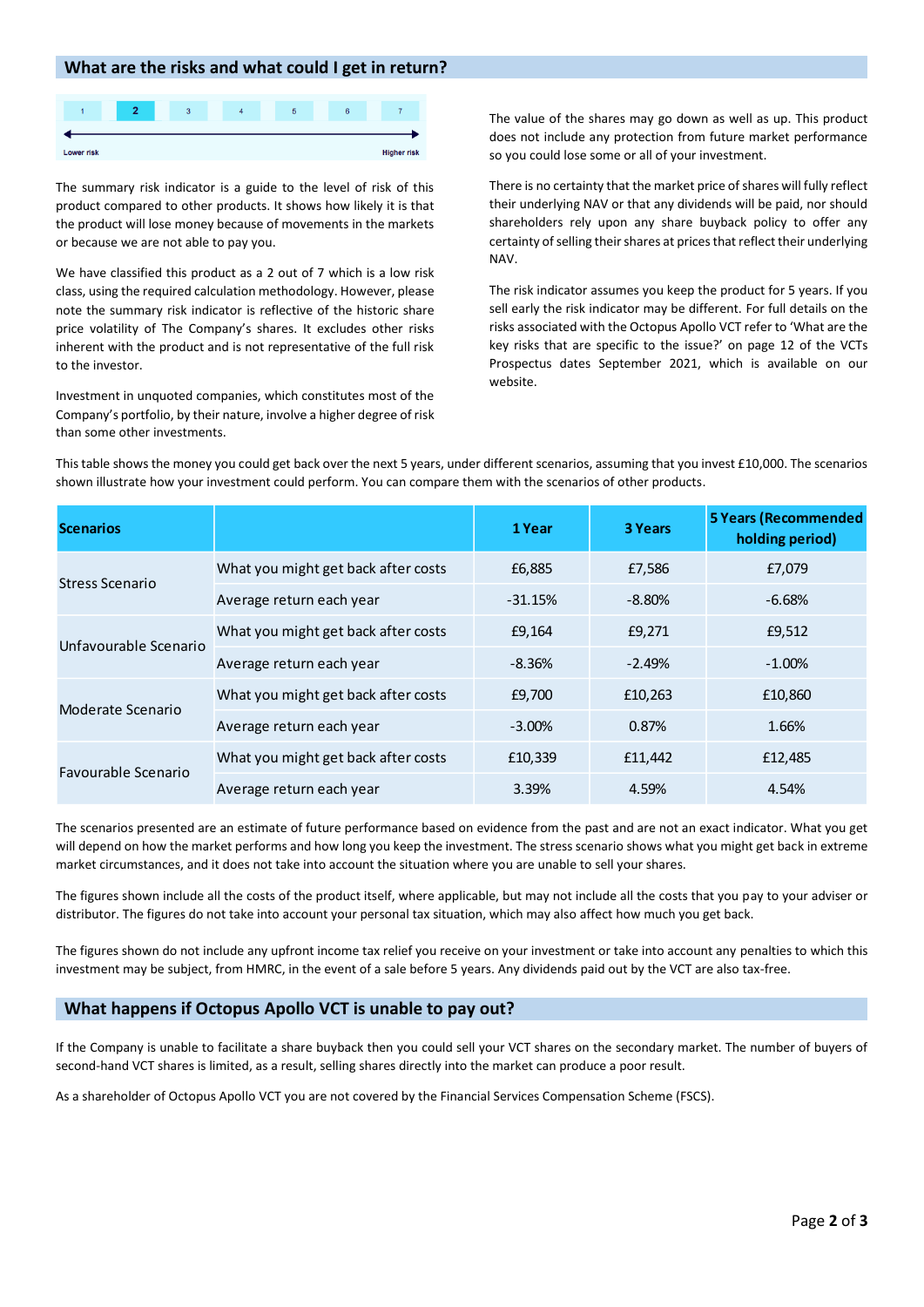## What are the risks and what could I get in return?

| 1 | **2** | 3 | 4 | 5 | 6 | 7 |
|---|---|---|---|---|---|---|

Lower risk ← → Higher risk

The summary risk indicator is a guide to the level of risk of this product compared to other products. It shows how likely it is that the product will lose money because of movements in the markets or because we are not able to pay you.

We have classified this product as a 2 out of 7 which is a low risk class, using the required calculation methodology. However, please note the summary risk indicator is reflective of the historic share price volatility of The Company's shares. It excludes other risks inherent with the product and is not representative of the full risk to the investor.

Investment in unquoted companies, which constitutes most of the Company's portfolio, by their nature, involve a higher degree of risk than some other investments.

The value of the shares may go down as well as up. This product does not include any protection from future market performance so you could lose some or all of your investment.

There is no certainty that the market price of shares will fully reflect their underlying NAV or that any dividends will be paid, nor should shareholders rely upon any share buyback policy to offer any certainty of selling their shares at prices that reflect their underlying NAV.

The risk indicator assumes you keep the product for 5 years. If you sell early the risk indicator may be different. For full details on the risks associated with the Octopus Apollo VCT refer to 'What are the key risks that are specific to the issue?' on page 12 of the VCTs Prospectus dates September 2021, which is available on our website.

This table shows the money you could get back over the next 5 years, under different scenarios, assuming that you invest £10,000. The scenarios shown illustrate how your investment could perform. You can compare them with the scenarios of other products.

| **Scenarios** | | **1 Year** | **3 Years** | **5 Years (Recommended holding period)** |
|---|---|---|---|---|
| Stress Scenario | What you might get back after costs | £6,885 | £7,586 | £7,079 |
| | Average return each year | -31.15% | -8.80% | -6.68% |
| Unfavourable Scenario | What you might get back after costs | £9,164 | £9,271 | £9,512 |
| | Average return each year | -8.36% | -2.49% | -1.00% |
| Moderate Scenario | What you might get back after costs | £9,700 | £10,263 | £10,860 |
| | Average return each year | -3.00% | 0.87% | 1.66% |
| Favourable Scenario | What you might get back after costs | £10,339 | £11,442 | £12,485 |
| | Average return each year | 3.39% | 4.59% | 4.54% |

The scenarios presented are an estimate of future performance based on evidence from the past and are not an exact indicator. What you get will depend on how the market performs and how long you keep the investment. The stress scenario shows what you might get back in extreme market circumstances, and it does not take into account the situation where you are unable to sell your shares.

The figures shown include all the costs of the product itself, where applicable, but may not include all the costs that you pay to your adviser or distributor. The figures do not take into account your personal tax situation, which may also affect how much you get back.

The figures shown do not include any upfront income tax relief you receive on your investment or take into account any penalties to which this investment may be subject, from HMRC, in the event of a sale before 5 years. Any dividends paid out by the VCT are also tax-free.

## What happens if Octopus Apollo VCT is unable to pay out?

If the Company is unable to facilitate a share buyback then you could sell your VCT shares on the secondary market. The number of buyers of second-hand VCT shares is limited, as a result, selling shares directly into the market can produce a poor result.

As a shareholder of Octopus Apollo VCT you are not covered by the Financial Services Compensation Scheme (FSCS).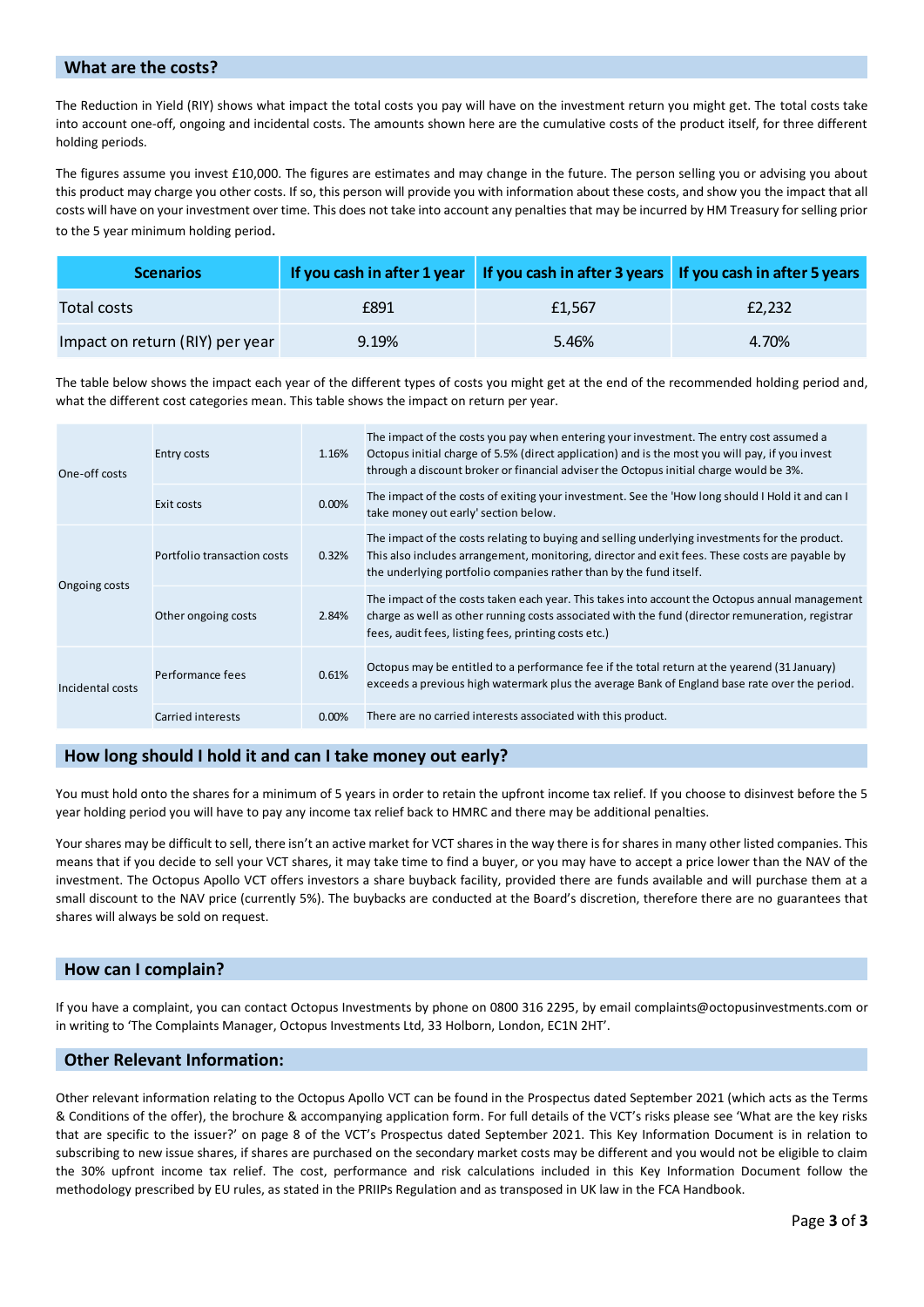## What are the costs?

The Reduction in Yield (RIY) shows what impact the total costs you pay will have on the investment return you might get. The total costs take into account one-off, ongoing and incidental costs. The amounts shown here are the cumulative costs of the product itself, for three different holding periods.

The figures assume you invest £10,000. The figures are estimates and may change in the future. The person selling you or advising you about this product may charge you other costs. If so, this person will provide you with information about these costs, and show you the impact that all costs will have on your investment over time. This does not take into account any penalties that may be incurred by HM Treasury for selling prior to the 5 year minimum holding period.

| Scenarios | If you cash in after 1 year | If you cash in after 3 years | If you cash in after 5 years |
|---|---|---|---|
| Total costs | £891 | £1,567 | £2,232 |
| Impact on return (RIY) per year | 9.19% | 5.46% | 4.70% |

The table below shows the impact each year of the different types of costs you might get at the end of the recommended holding period and, what the different cost categories mean. This table shows the impact on return per year.

| | | | |
|---|---|---|---|
| One-off costs | Entry costs | 1.16% | The impact of the costs you pay when entering your investment. The entry cost assumed a Octopus initial charge of 5.5% (direct application) and is the most you will pay, if you invest through a discount broker or financial adviser the Octopus initial charge would be 3%. |
| | Exit costs | 0.00% | The impact of the costs of exiting your investment. See the 'How long should I Hold it and can I take money out early' section below. |
| Ongoing costs | Portfolio transaction costs | 0.32% | The impact of the costs relating to buying and selling underlying investments for the product. This also includes arrangement, monitoring, director and exit fees. These costs are payable by the underlying portfolio companies rather than by the fund itself. |
| | Other ongoing costs | 2.84% | The impact of the costs taken each year. This takes into account the Octopus annual management charge as well as other running costs associated with the fund (director remuneration, registrar fees, audit fees, listing fees, printing costs etc.) |
| Incidental costs | Performance fees | 0.61% | Octopus may be entitled to a performance fee if the total return at the yearend (31 January) exceeds a previous high watermark plus the average Bank of England base rate over the period. |
| | Carried interests | 0.00% | There are no carried interests associated with this product. |

## How long should I hold it and can I take money out early?

You must hold onto the shares for a minimum of 5 years in order to retain the upfront income tax relief. If you choose to disinvest before the 5 year holding period you will have to pay any income tax relief back to HMRC and there may be additional penalties.

Your shares may be difficult to sell, there isn't an active market for VCT shares in the way there is for shares in many other listed companies. This means that if you decide to sell your VCT shares, it may take time to find a buyer, or you may have to accept a price lower than the NAV of the investment. The Octopus Apollo VCT offers investors a share buyback facility, provided there are funds available and will purchase them at a small discount to the NAV price (currently 5%). The buybacks are conducted at the Board's discretion, therefore there are no guarantees that shares will always be sold on request.

## How can I complain?

If you have a complaint, you can contact Octopus Investments by phone on 0800 316 2295, by email complaints@octopusinvestments.com or in writing to 'The Complaints Manager, Octopus Investments Ltd, 33 Holborn, London, EC1N 2HT'.

## Other Relevant Information:

Other relevant information relating to the Octopus Apollo VCT can be found in the Prospectus dated September 2021 (which acts as the Terms & Conditions of the offer), the brochure & accompanying application form. For full details of the VCT's risks please see 'What are the key risks that are specific to the issuer?' on page 8 of the VCT's Prospectus dated September 2021. This Key Information Document is in relation to subscribing to new issue shares, if shares are purchased on the secondary market costs may be different and you would not be eligible to claim the 30% upfront income tax relief. The cost, performance and risk calculations included in this Key Information Document follow the methodology prescribed by EU rules, as stated in the PRIIPs Regulation and as transposed in UK law in the FCA Handbook.